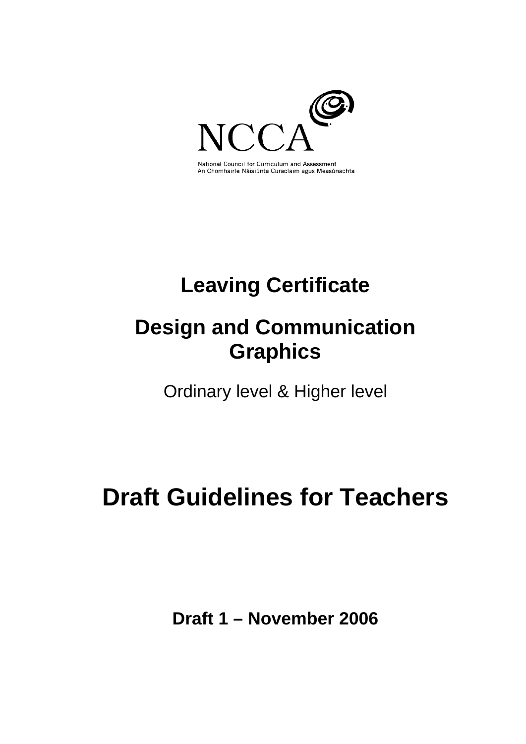NCCA

National Council for Curriculum and Assessment
An Chomhairle Náisiúnta Curaclaim agus Measúnachta

# Leaving Certificate

# Design and Communication Graphics

Ordinary level & Higher level

# Draft Guidelines for Teachers

**Draft 1 – November 2006**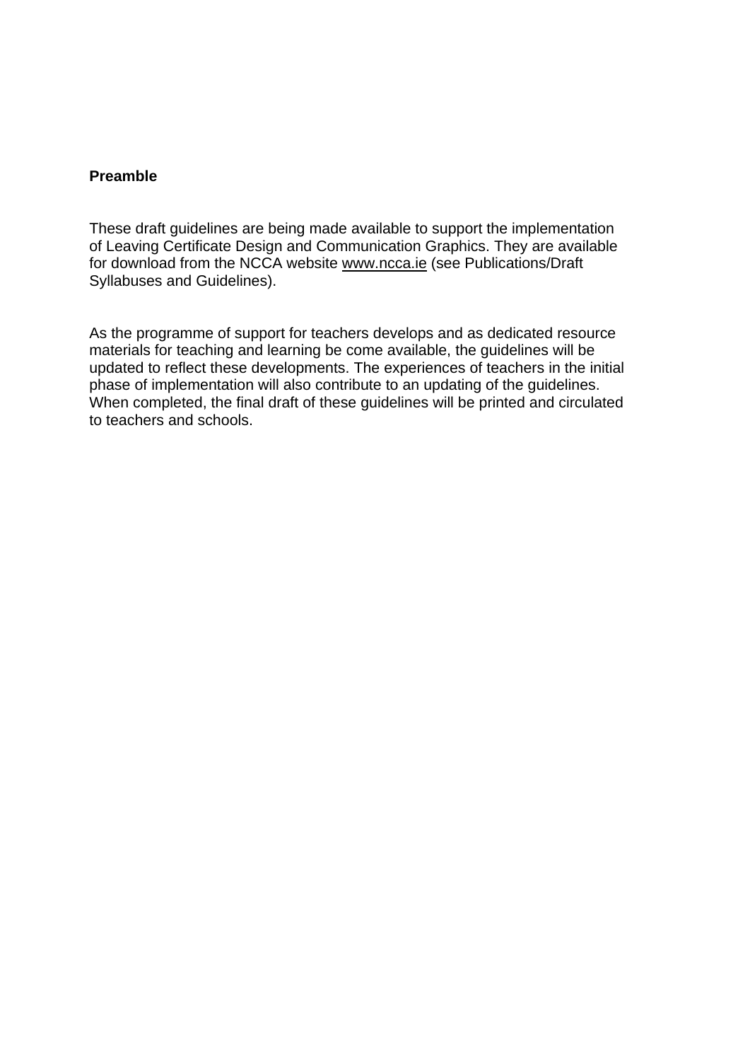## Preamble

These draft guidelines are being made available to support the implementation of Leaving Certificate Design and Communication Graphics. They are available for download from the NCCA website www.ncca.ie (see Publications/Draft Syllabuses and Guidelines).

As the programme of support for teachers develops and as dedicated resource materials for teaching and learning be come available, the guidelines will be updated to reflect these developments. The experiences of teachers in the initial phase of implementation will also contribute to an updating of the guidelines. When completed, the final draft of these guidelines will be printed and circulated to teachers and schools.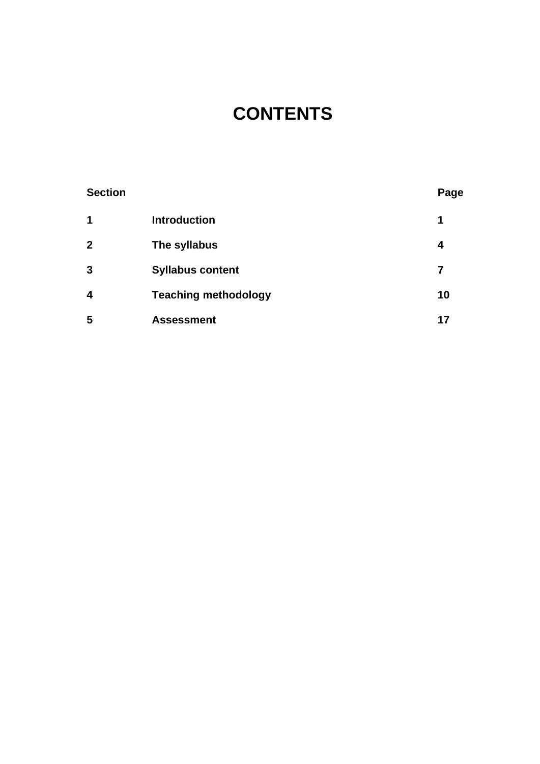# CONTENTS

| Section | | Page |
|---|---|---|
| **1** | **Introduction** | **1** |
| **2** | **The syllabus** | **4** |
| **3** | **Syllabus content** | **7** |
| **4** | **Teaching methodology** | **10** |
| **5** | **Assessment** | **17** |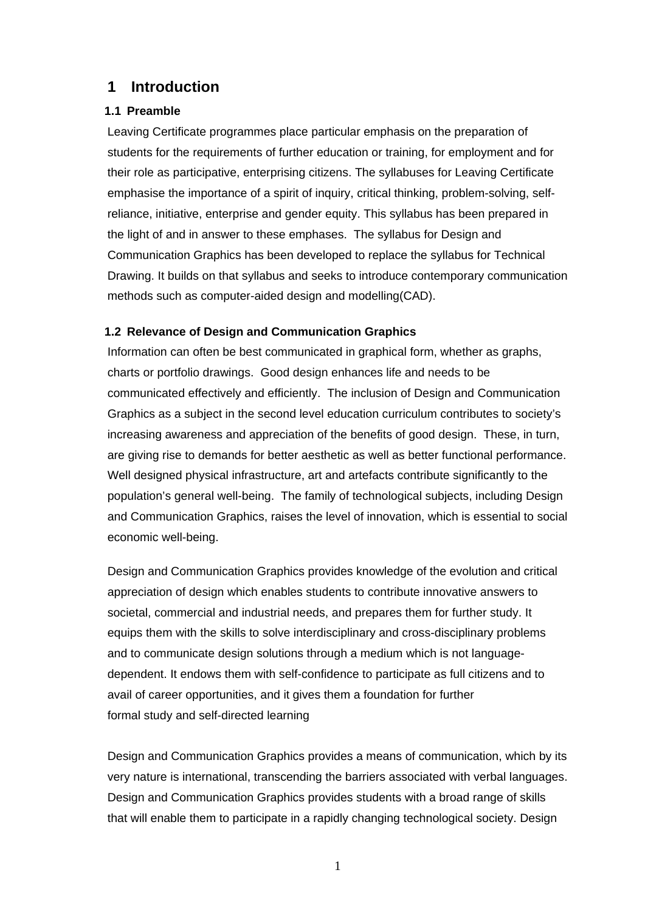# 1 Introduction

## 1.1 Preamble

Leaving Certificate programmes place particular emphasis on the preparation of students for the requirements of further education or training, for employment and for their role as participative, enterprising citizens. The syllabuses for Leaving Certificate emphasise the importance of a spirit of inquiry, critical thinking, problem-solving, self-reliance, initiative, enterprise and gender equity. This syllabus has been prepared in the light of and in answer to these emphases. The syllabus for Design and Communication Graphics has been developed to replace the syllabus for Technical Drawing. It builds on that syllabus and seeks to introduce contemporary communication methods such as computer-aided design and modelling(CAD).

## 1.2 Relevance of Design and Communication Graphics

Information can often be best communicated in graphical form, whether as graphs, charts or portfolio drawings. Good design enhances life and needs to be communicated effectively and efficiently. The inclusion of Design and Communication Graphics as a subject in the second level education curriculum contributes to society's increasing awareness and appreciation of the benefits of good design. These, in turn, are giving rise to demands for better aesthetic as well as better functional performance. Well designed physical infrastructure, art and artefacts contribute significantly to the population's general well-being. The family of technological subjects, including Design and Communication Graphics, raises the level of innovation, which is essential to social economic well-being.

Design and Communication Graphics provides knowledge of the evolution and critical appreciation of design which enables students to contribute innovative answers to societal, commercial and industrial needs, and prepares them for further study. It equips them with the skills to solve interdisciplinary and cross-disciplinary problems and to communicate design solutions through a medium which is not language-dependent. It endows them with self-confidence to participate as full citizens and to avail of career opportunities, and it gives them a foundation for further formal study and self-directed learning

Design and Communication Graphics provides a means of communication, which by its very nature is international, transcending the barriers associated with verbal languages. Design and Communication Graphics provides students with a broad range of skills that will enable them to participate in a rapidly changing technological society. Design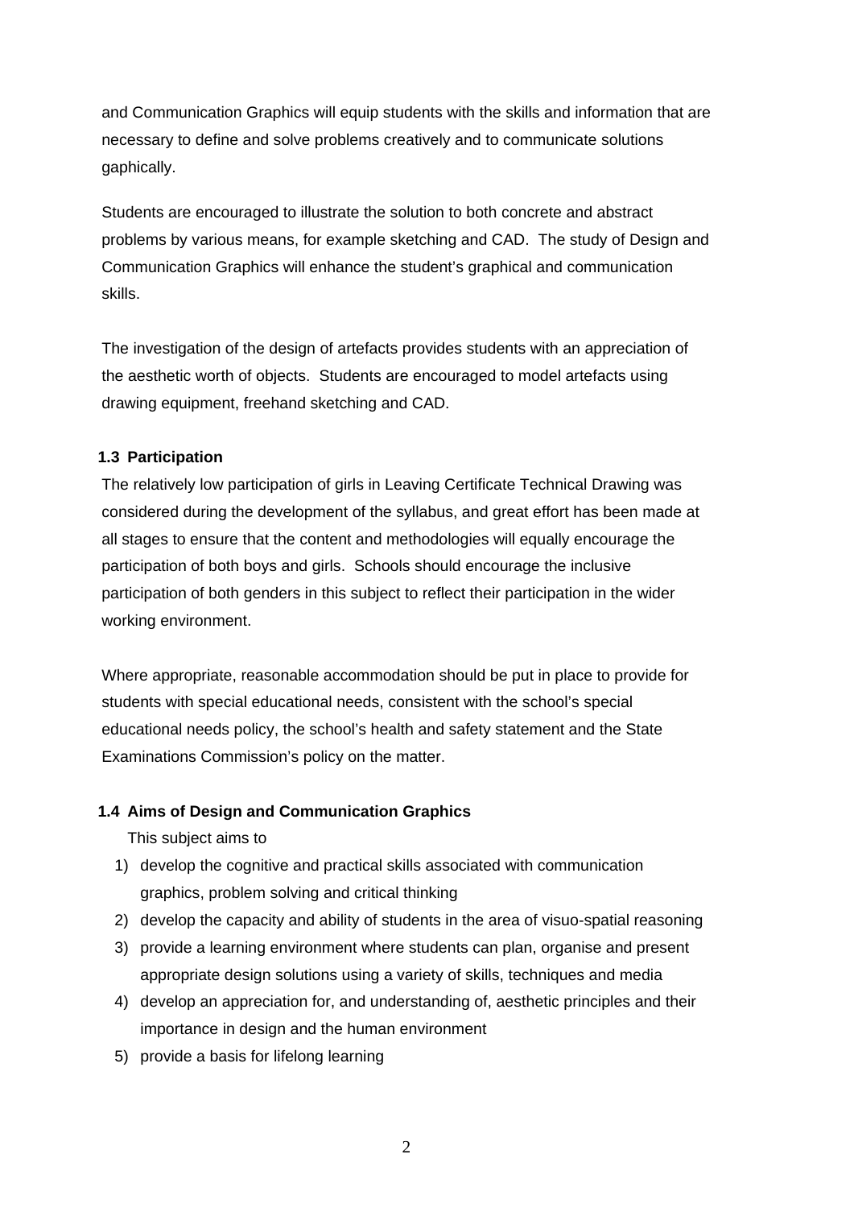and Communication Graphics will equip students with the skills and information that are necessary to define and solve problems creatively and to communicate solutions gaphically.

Students are encouraged to illustrate the solution to both concrete and abstract problems by various means, for example sketching and CAD. The study of Design and Communication Graphics will enhance the student's graphical and communication skills.

The investigation of the design of artefacts provides students with an appreciation of the aesthetic worth of objects. Students are encouraged to model artefacts using drawing equipment, freehand sketching and CAD.

### 1.3 Participation

The relatively low participation of girls in Leaving Certificate Technical Drawing was considered during the development of the syllabus, and great effort has been made at all stages to ensure that the content and methodologies will equally encourage the participation of both boys and girls. Schools should encourage the inclusive participation of both genders in this subject to reflect their participation in the wider working environment.

Where appropriate, reasonable accommodation should be put in place to provide for students with special educational needs, consistent with the school's special educational needs policy, the school's health and safety statement and the State Examinations Commission's policy on the matter.

### 1.4 Aims of Design and Communication Graphics

This subject aims to

1) develop the cognitive and practical skills associated with communication graphics, problem solving and critical thinking
2) develop the capacity and ability of students in the area of visuo-spatial reasoning
3) provide a learning environment where students can plan, organise and present appropriate design solutions using a variety of skills, techniques and media
4) develop an appreciation for, and understanding of, aesthetic principles and their importance in design and the human environment
5) provide a basis for lifelong learning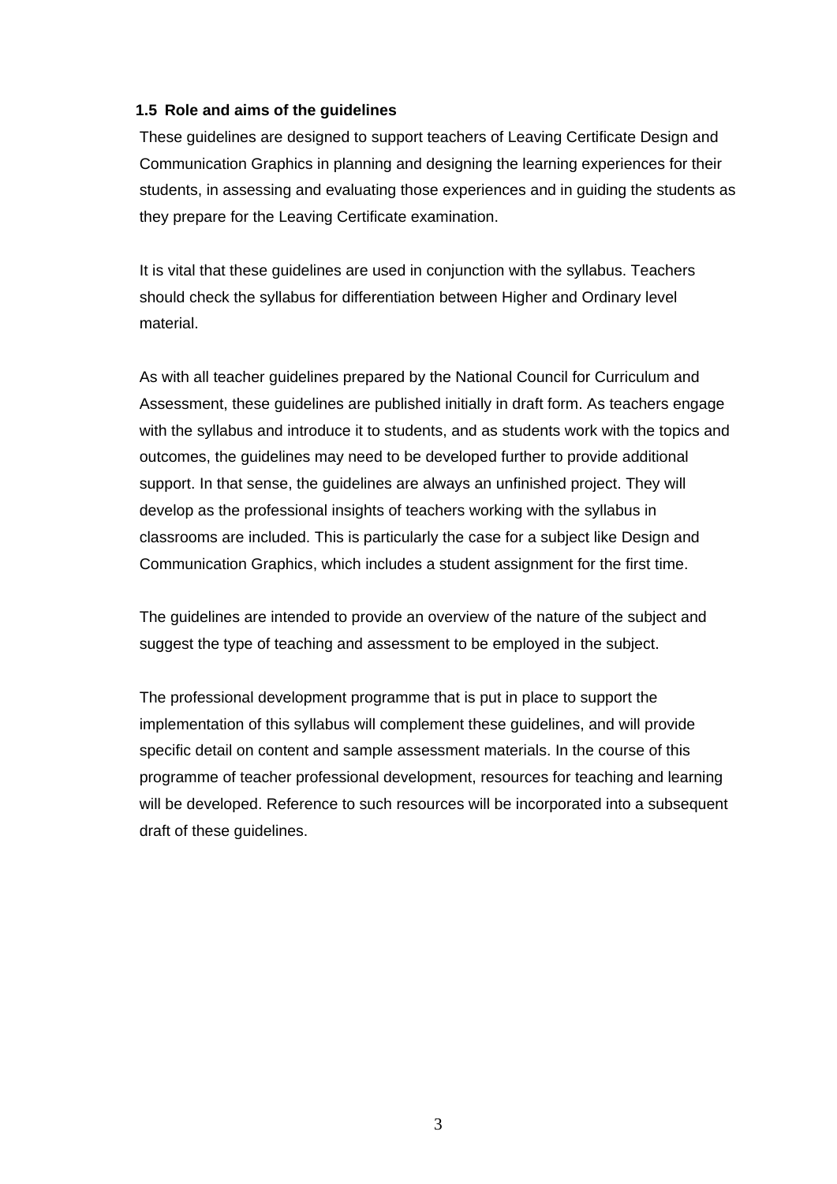### 1.5 Role and aims of the guidelines

These guidelines are designed to support teachers of Leaving Certificate Design and Communication Graphics in planning and designing the learning experiences for their students, in assessing and evaluating those experiences and in guiding the students as they prepare for the Leaving Certificate examination.

It is vital that these guidelines are used in conjunction with the syllabus. Teachers should check the syllabus for differentiation between Higher and Ordinary level material.

As with all teacher guidelines prepared by the National Council for Curriculum and Assessment, these guidelines are published initially in draft form. As teachers engage with the syllabus and introduce it to students, and as students work with the topics and outcomes, the guidelines may need to be developed further to provide additional support. In that sense, the guidelines are always an unfinished project. They will develop as the professional insights of teachers working with the syllabus in classrooms are included. This is particularly the case for a subject like Design and Communication Graphics, which includes a student assignment for the first time.

The guidelines are intended to provide an overview of the nature of the subject and suggest the type of teaching and assessment to be employed in the subject.

The professional development programme that is put in place to support the implementation of this syllabus will complement these guidelines, and will provide specific detail on content and sample assessment materials. In the course of this programme of teacher professional development, resources for teaching and learning will be developed. Reference to such resources will be incorporated into a subsequent draft of these guidelines.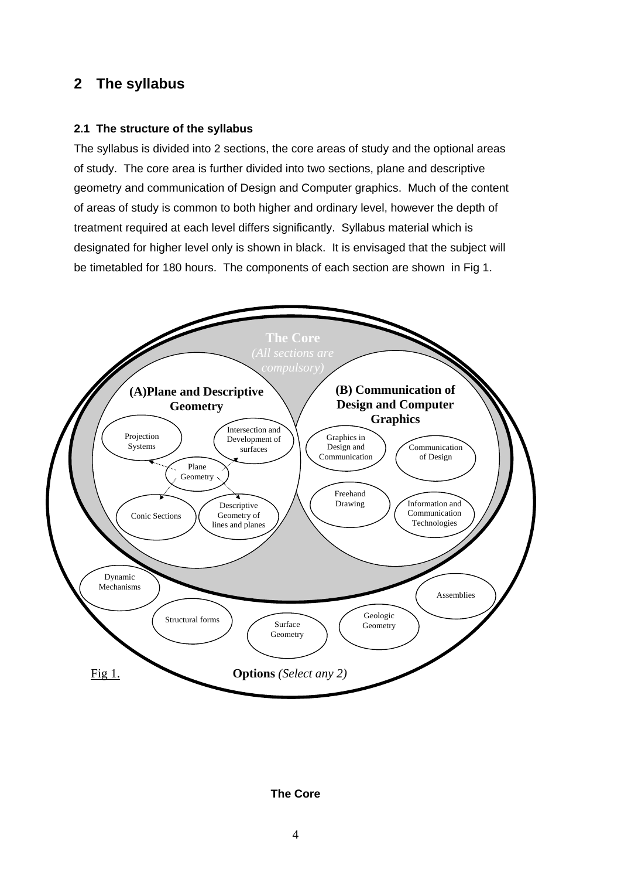## 2 The syllabus

### 2.1 The structure of the syllabus

The syllabus is divided into 2 sections, the core areas of study and the optional areas of study. The core area is further divided into two sections, plane and descriptive geometry and communication of Design and Computer graphics. Much of the content of areas of study is common to both higher and ordinary level, however the depth of treatment required at each level differs significantly. Syllabus material which is designated for higher level only is shown in black. It is envisaged that the subject will be timetabled for 180 hours. The components of each section are shown in Fig 1.

**The Core**
*(All sections are compulsory)*

**(A)Plane and Descriptive Geometry**

Projection Systems

Intersection and Development of surfaces

Plane Geometry

Conic Sections

Descriptive Geometry of lines and planes

**(B) Communication of Design and Computer Graphics**

Graphics in Design and Communication

Communication of Design

Freehand Drawing

Information and Communication Technologies

Dynamic Mechanisms

Assemblies

Structural forms

Surface Geometry

Geologic Geometry

Fig 1. **Options** *(Select any 2)*

**The Core**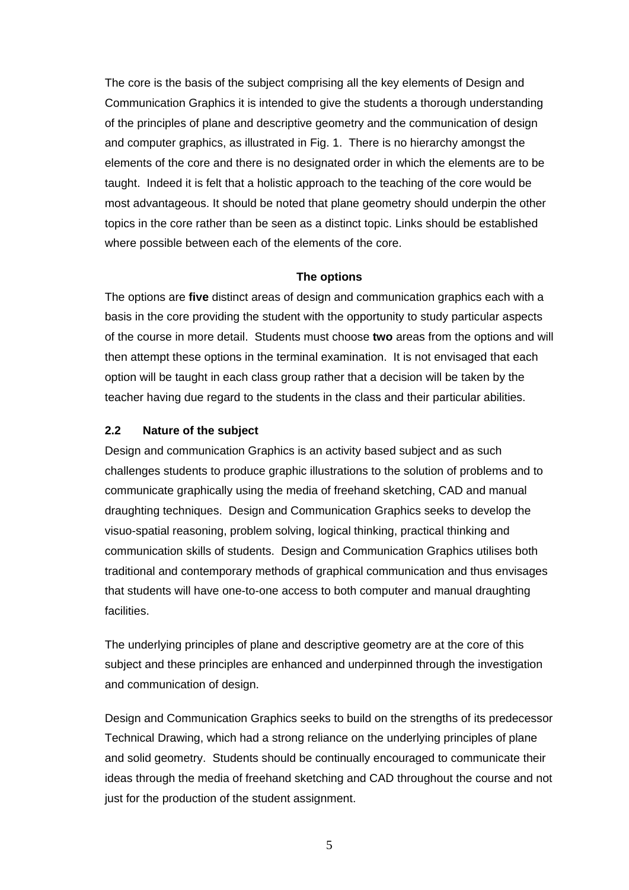The core is the basis of the subject comprising all the key elements of Design and Communication Graphics it is intended to give the students a thorough understanding of the principles of plane and descriptive geometry and the communication of design and computer graphics, as illustrated in Fig. 1. There is no hierarchy amongst the elements of the core and there is no designated order in which the elements are to be taught. Indeed it is felt that a holistic approach to the teaching of the core would be most advantageous. It should be noted that plane geometry should underpin the other topics in the core rather than be seen as a distinct topic. Links should be established where possible between each of the elements of the core.

**The options**

The options are **five** distinct areas of design and communication graphics each with a basis in the core providing the student with the opportunity to study particular aspects of the course in more detail. Students must choose **two** areas from the options and will then attempt these options in the terminal examination. It is not envisaged that each option will be taught in each class group rather that a decision will be taken by the teacher having due regard to the students in the class and their particular abilities.

### 2.2 Nature of the subject

Design and communication Graphics is an activity based subject and as such challenges students to produce graphic illustrations to the solution of problems and to communicate graphically using the media of freehand sketching, CAD and manual draughting techniques. Design and Communication Graphics seeks to develop the visuo-spatial reasoning, problem solving, logical thinking, practical thinking and communication skills of students. Design and Communication Graphics utilises both traditional and contemporary methods of graphical communication and thus envisages that students will have one-to-one access to both computer and manual draughting facilities.

The underlying principles of plane and descriptive geometry are at the core of this subject and these principles are enhanced and underpinned through the investigation and communication of design.

Design and Communication Graphics seeks to build on the strengths of its predecessor Technical Drawing, which had a strong reliance on the underlying principles of plane and solid geometry. Students should be continually encouraged to communicate their ideas through the media of freehand sketching and CAD throughout the course and not just for the production of the student assignment.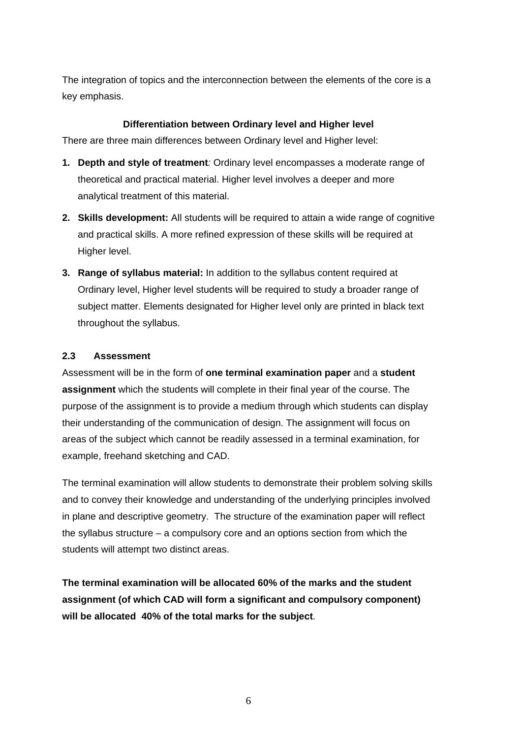The integration of topics and the interconnection between the elements of the core is a key emphasis.

**Differentiation between Ordinary level and Higher level**

There are three main differences between Ordinary level and Higher level:

1. **Depth and style of treatment***:* Ordinary level encompasses a moderate range of theoretical and practical material. Higher level involves a deeper and more analytical treatment of this material.
2. **Skills development:** All students will be required to attain a wide range of cognitive and practical skills. A more refined expression of these skills will be required at Higher level.
3. **Range of syllabus material:** In addition to the syllabus content required at Ordinary level, Higher level students will be required to study a broader range of subject matter. Elements designated for Higher level only are printed in black text throughout the syllabus.

### 2.3 Assessment

Assessment will be in the form of **one terminal examination paper** and a **student assignment** which the students will complete in their final year of the course. The purpose of the assignment is to provide a medium through which students can display their understanding of the communication of design. The assignment will focus on areas of the subject which cannot be readily assessed in a terminal examination, for example, freehand sketching and CAD.

The terminal examination will allow students to demonstrate their problem solving skills and to convey their knowledge and understanding of the underlying principles involved in plane and descriptive geometry. The structure of the examination paper will reflect the syllabus structure – a compulsory core and an options section from which the students will attempt two distinct areas.

**The terminal examination will be allocated 60% of the marks and the student assignment (of which CAD will form a significant and compulsory component) will be allocated 40% of the total marks for the subject**.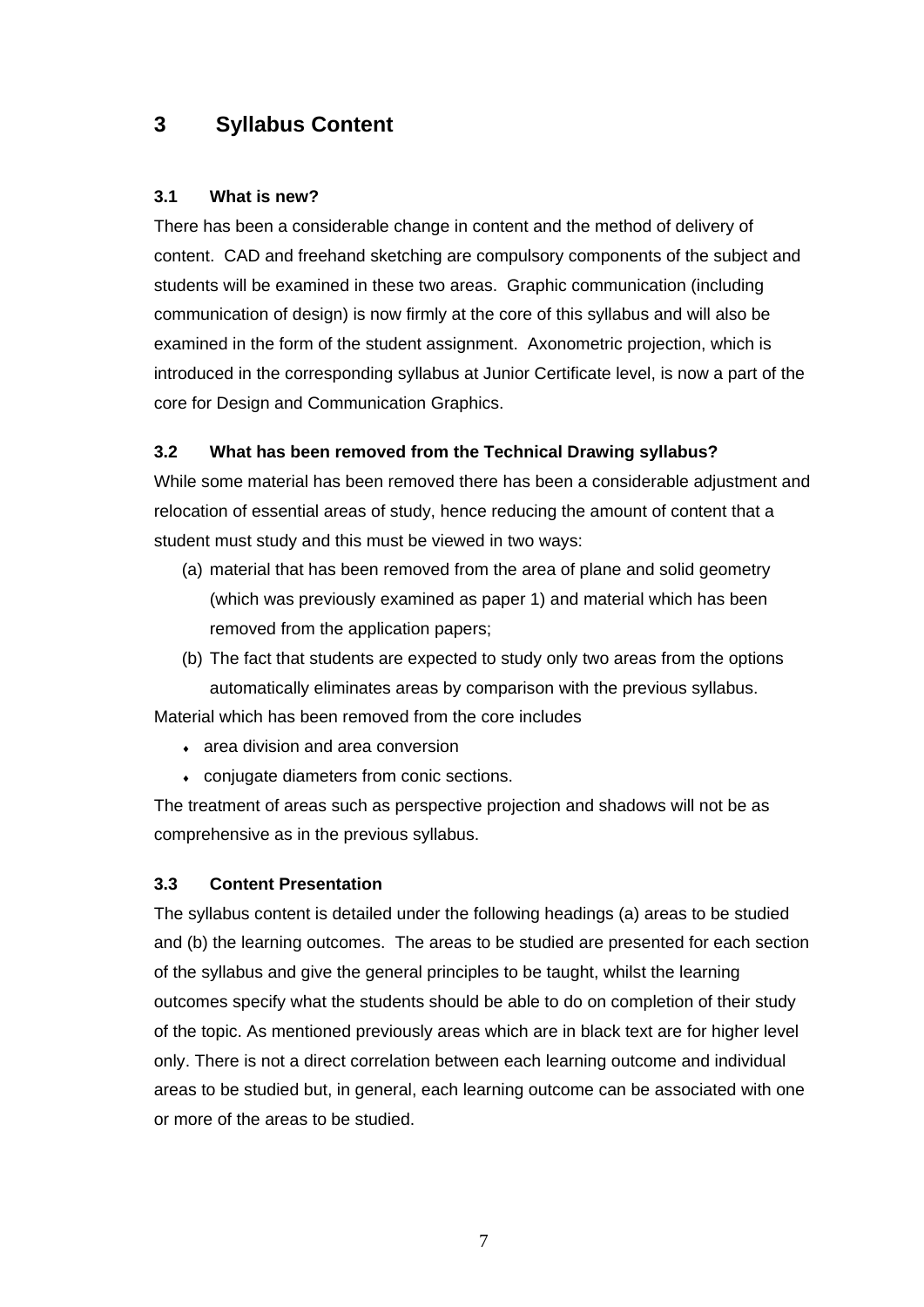# 3 Syllabus Content

### 3.1 What is new?

There has been a considerable change in content and the method of delivery of content. CAD and freehand sketching are compulsory components of the subject and students will be examined in these two areas. Graphic communication (including communication of design) is now firmly at the core of this syllabus and will also be examined in the form of the student assignment. Axonometric projection, which is introduced in the corresponding syllabus at Junior Certificate level, is now a part of the core for Design and Communication Graphics.

### 3.2 What has been removed from the Technical Drawing syllabus?

While some material has been removed there has been a considerable adjustment and relocation of essential areas of study, hence reducing the amount of content that a student must study and this must be viewed in two ways:

(a) material that has been removed from the area of plane and solid geometry (which was previously examined as paper 1) and material which has been removed from the application papers;

(b) The fact that students are expected to study only two areas from the options automatically eliminates areas by comparison with the previous syllabus.

Material which has been removed from the core includes

- area division and area conversion
- conjugate diameters from conic sections.

The treatment of areas such as perspective projection and shadows will not be as comprehensive as in the previous syllabus.

### 3.3 Content Presentation

The syllabus content is detailed under the following headings (a) areas to be studied and (b) the learning outcomes. The areas to be studied are presented for each section of the syllabus and give the general principles to be taught, whilst the learning outcomes specify what the students should be able to do on completion of their study of the topic. As mentioned previously areas which are in black text are for higher level only. There is not a direct correlation between each learning outcome and individual areas to be studied but, in general, each learning outcome can be associated with one or more of the areas to be studied.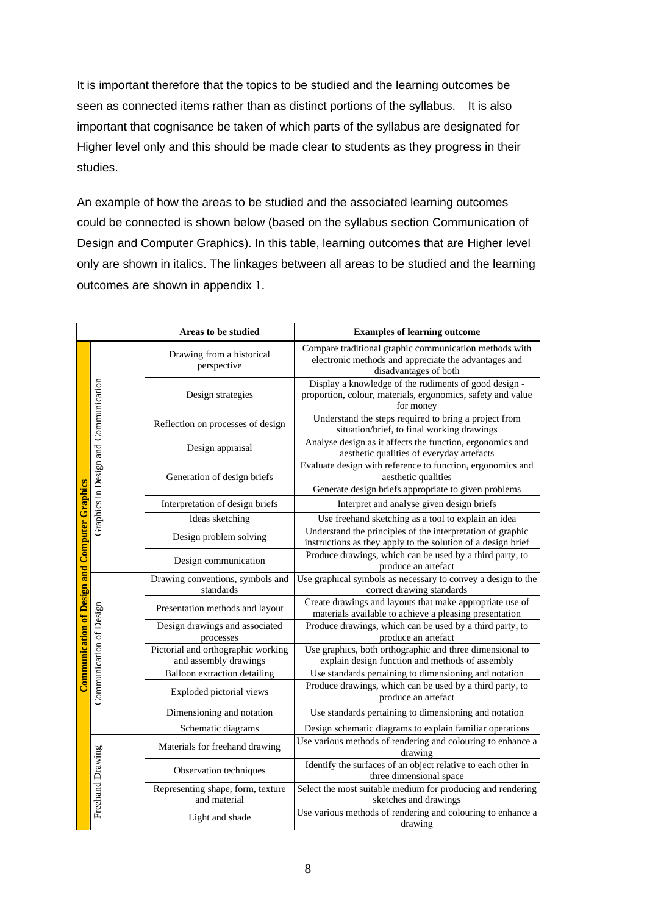It is important therefore that the topics to be studied and the learning outcomes be seen as connected items rather than as distinct portions of the syllabus. It is also important that cognisance be taken of which parts of the syllabus are designated for Higher level only and this should be made clear to students as they progress in their studies.

An example of how the areas to be studied and the associated learning outcomes could be connected is shown below (based on the syllabus section Communication of Design and Computer Graphics). In this table, learning outcomes that are Higher level only are shown in italics. The linkages between all areas to be studied and the learning outcomes are shown in appendix 1.

| | | Areas to be studied | Examples of learning outcome |
|---|---|---|---|
| **Communication of Design and Computer Graphics** | Graphics in Design and Communication | Drawing from a historical perspective | Compare traditional graphic communication methods with electronic methods and appreciate the advantages and disadvantages of both |
| | | Design strategies | Display a knowledge of the rudiments of good design - proportion, colour, materials, ergonomics, safety and value for money |
| | | Reflection on processes of design | Understand the steps required to bring a project from situation/brief, to final working drawings |
| | | Design appraisal | Analyse design as it affects the function, ergonomics and aesthetic qualities of everyday artefacts |
| | | Generation of design briefs | Evaluate design with reference to function, ergonomics and aesthetic qualities |
| | | | Generate design briefs appropriate to given problems |
| | | Interpretation of design briefs | Interpret and analyse given design briefs |
| | | Ideas sketching | Use freehand sketching as a tool to explain an idea |
| | | Design problem solving | Understand the principles of the interpretation of graphic instructions as they apply to the solution of a design brief |
| | | Design communication | Produce drawings, which can be used by a third party, to produce an artefact |
| | Communication of Design | Drawing conventions, symbols and standards | Use graphical symbols as necessary to convey a design to the correct drawing standards |
| | | Presentation methods and layout | Create drawings and layouts that make appropriate use of materials available to achieve a pleasing presentation |
| | | Design drawings and associated processes | Produce drawings, which can be used by a third party, to produce an artefact |
| | | Pictorial and orthographic working and assembly drawings | Use graphics, both orthographic and three dimensional to explain design function and methods of assembly |
| | | Balloon extraction detailing | Use standards pertaining to dimensioning and notation |
| | | Exploded pictorial views | Produce drawings, which can be used by a third party, to produce an artefact |
| | | Dimensioning and notation | Use standards pertaining to dimensioning and notation |
| | | Schematic diagrams | Design schematic diagrams to explain familiar operations |
| | Freehand Drawing | Materials for freehand drawing | Use various methods of rendering and colouring to enhance a drawing |
| | | Observation techniques | Identify the surfaces of an object relative to each other in three dimensional space |
| | | Representing shape, form, texture and material | Select the most suitable medium for producing and rendering sketches and drawings |
| | | Light and shade | Use various methods of rendering and colouring to enhance a drawing |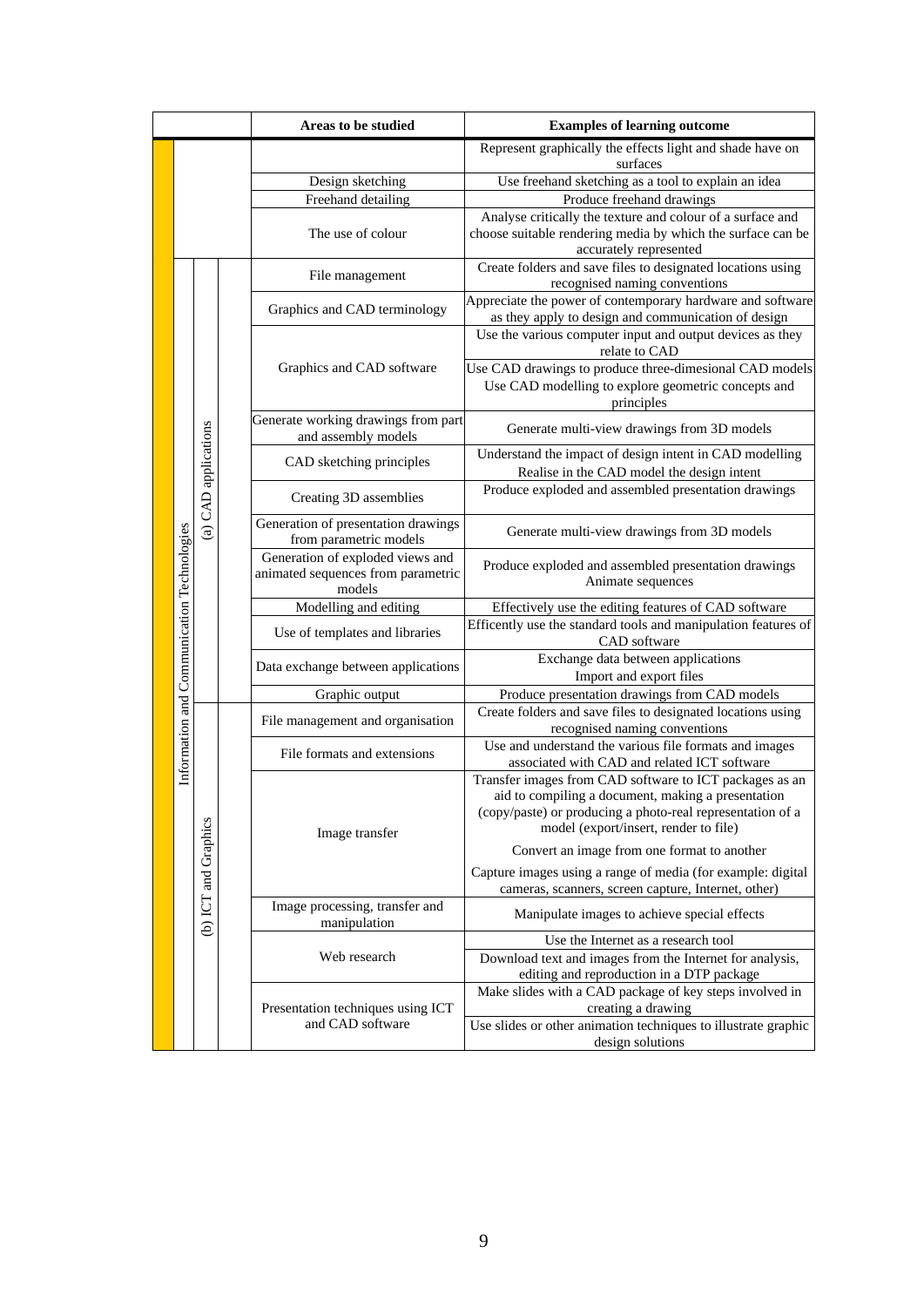| | | Areas to be studied | Examples of learning outcome |
|---|---|---|---|
| | | | Represent graphically the effects light and shade have on surfaces |
| | | Design sketching | Use freehand sketching as a tool to explain an idea |
| | | Freehand detailing | Produce freehand drawings |
| | | The use of colour | Analyse critically the texture and colour of a surface and choose suitable rendering media by which the surface can be accurately represented |
| Information and Communication Technologies | (a) CAD applications | File management | Create folders and save files to designated locations using recognised naming conventions |
| | | Graphics and CAD terminology | Appreciate the power of contemporary hardware and software as they apply to design and communication of design |
| | | Graphics and CAD software | Use the various computer input and output devices as they relate to CAD |
| | | | Use CAD drawings to produce three-dimesional CAD models<br>Use CAD modelling to explore geometric concepts and principles |
| | | Generate working drawings from part and assembly models | Generate multi-view drawings from 3D models |
| | | CAD sketching principles | Understand the impact of design intent in CAD modelling<br>Realise in the CAD model the design intent |
| | | Creating 3D assemblies | Produce exploded and assembled presentation drawings |
| | | Generation of presentation drawings from parametric models | Generate multi-view drawings from 3D models |
| | | Generation of exploded views and animated sequences from parametric models | Produce exploded and assembled presentation drawings<br>Animate sequences |
| | | Modelling and editing | Effectively use the editing features of CAD software |
| | | Use of templates and libraries | Efficently use the standard tools and manipulation features of CAD software |
| | | Data exchange between applications | Exchange data between applications<br>Import and export files |
| | | Graphic output | Produce presentation drawings from CAD models |
| | (b) ICT and Graphics | File management and organisation | Create folders and save files to designated locations using recognised naming conventions |
| | | File formats and extensions | Use and understand the various file formats and images associated with CAD and related ICT software |
| | | Image transfer | Transfer images from CAD software to ICT packages as an aid to compiling a document, making a presentation (copy/paste) or producing a photo-real representation of a model (export/insert, render to file) |
| | | | Convert an image from one format to another |
| | | | Capture images using a range of media (for example: digital cameras, scanners, screen capture, Internet, other) |
| | | Image processing, transfer and manipulation | Manipulate images to achieve special effects |
| | | Web research | Use the Internet as a research tool |
| | | | Download text and images from the Internet for analysis, editing and reproduction in a DTP package |
| | | Presentation techniques using ICT and CAD software | Make slides with a CAD package of key steps involved in creating a drawing |
| | | | Use slides or other animation techniques to illustrate graphic design solutions |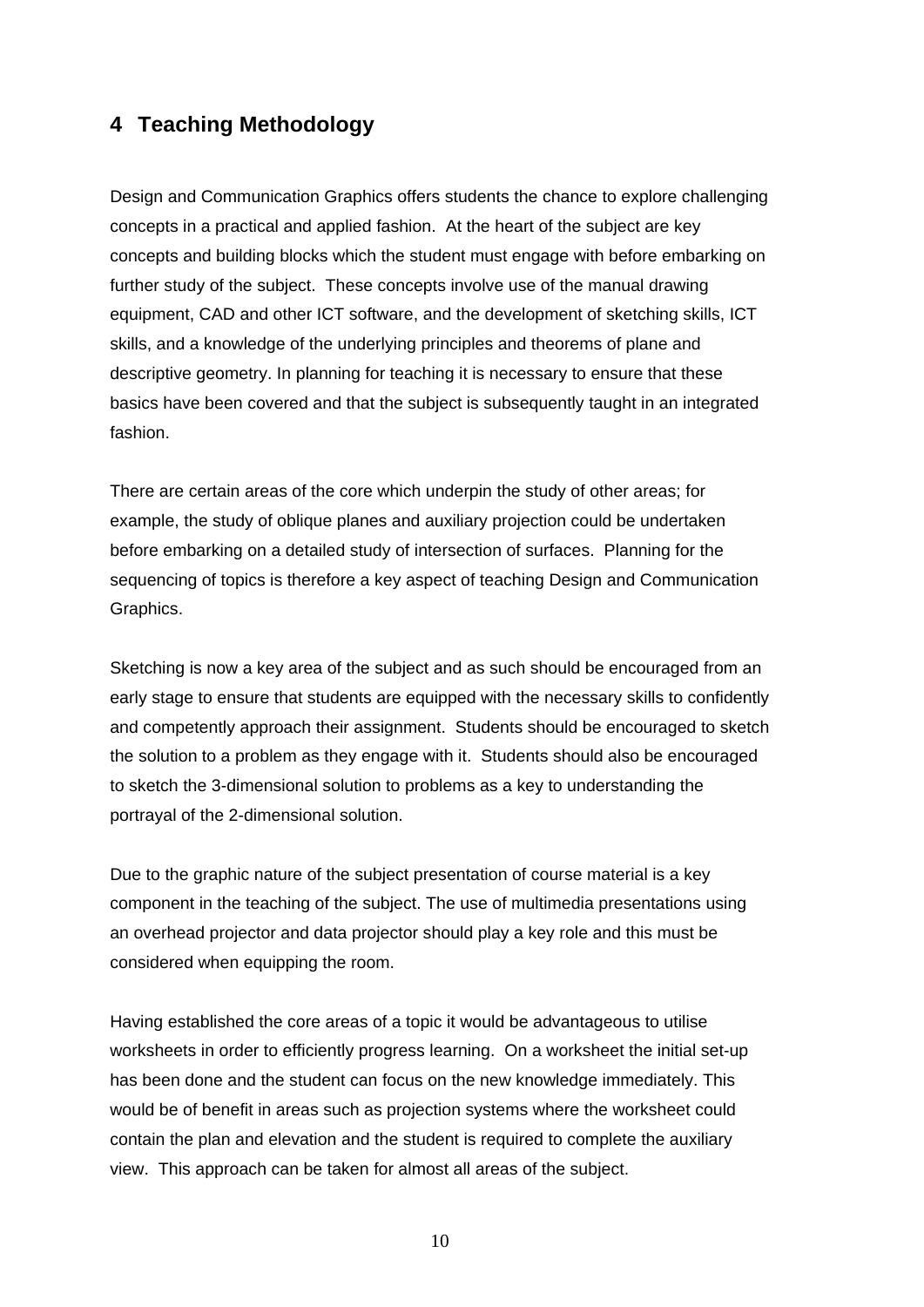## 4 Teaching Methodology

Design and Communication Graphics offers students the chance to explore challenging concepts in a practical and applied fashion. At the heart of the subject are key concepts and building blocks which the student must engage with before embarking on further study of the subject. These concepts involve use of the manual drawing equipment, CAD and other ICT software, and the development of sketching skills, ICT skills, and a knowledge of the underlying principles and theorems of plane and descriptive geometry. In planning for teaching it is necessary to ensure that these basics have been covered and that the subject is subsequently taught in an integrated fashion.

There are certain areas of the core which underpin the study of other areas; for example, the study of oblique planes and auxiliary projection could be undertaken before embarking on a detailed study of intersection of surfaces. Planning for the sequencing of topics is therefore a key aspect of teaching Design and Communication Graphics.

Sketching is now a key area of the subject and as such should be encouraged from an early stage to ensure that students are equipped with the necessary skills to confidently and competently approach their assignment. Students should be encouraged to sketch the solution to a problem as they engage with it. Students should also be encouraged to sketch the 3-dimensional solution to problems as a key to understanding the portrayal of the 2-dimensional solution.

Due to the graphic nature of the subject presentation of course material is a key component in the teaching of the subject. The use of multimedia presentations using an overhead projector and data projector should play a key role and this must be considered when equipping the room.

Having established the core areas of a topic it would be advantageous to utilise worksheets in order to efficiently progress learning. On a worksheet the initial set-up has been done and the student can focus on the new knowledge immediately. This would be of benefit in areas such as projection systems where the worksheet could contain the plan and elevation and the student is required to complete the auxiliary view. This approach can be taken for almost all areas of the subject.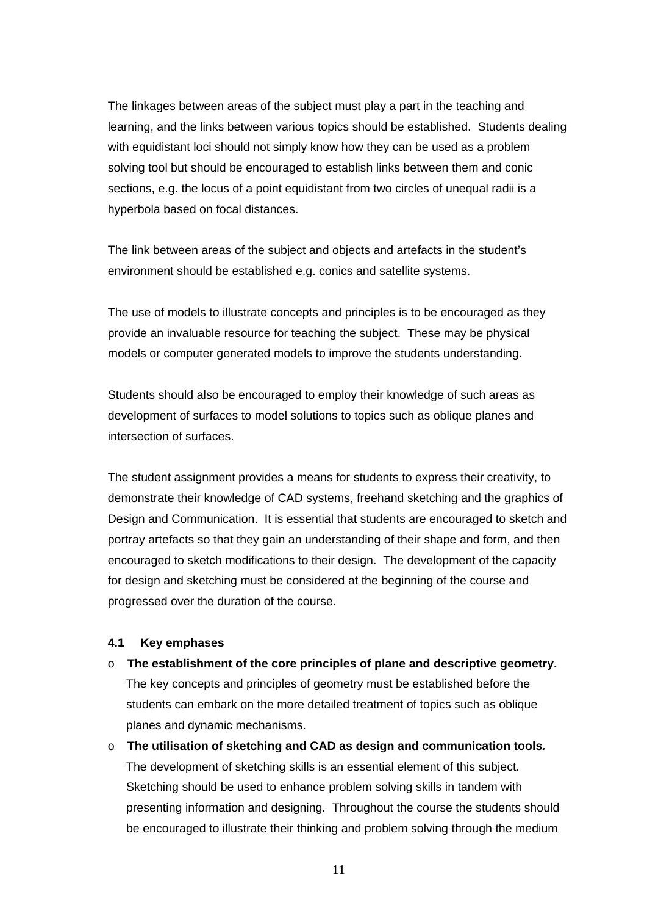The linkages between areas of the subject must play a part in the teaching and learning, and the links between various topics should be established. Students dealing with equidistant loci should not simply know how they can be used as a problem solving tool but should be encouraged to establish links between them and conic sections, e.g. the locus of a point equidistant from two circles of unequal radii is a hyperbola based on focal distances.

The link between areas of the subject and objects and artefacts in the student's environment should be established e.g. conics and satellite systems.

The use of models to illustrate concepts and principles is to be encouraged as they provide an invaluable resource for teaching the subject. These may be physical models or computer generated models to improve the students understanding.

Students should also be encouraged to employ their knowledge of such areas as development of surfaces to model solutions to topics such as oblique planes and intersection of surfaces.

The student assignment provides a means for students to express their creativity, to demonstrate their knowledge of CAD systems, freehand sketching and the graphics of Design and Communication. It is essential that students are encouraged to sketch and portray artefacts so that they gain an understanding of their shape and form, and then encouraged to sketch modifications to their design. The development of the capacity for design and sketching must be considered at the beginning of the course and progressed over the duration of the course.

#### 4.1 Key emphases

- **The establishment of the core principles of plane and descriptive geometry.** The key concepts and principles of geometry must be established before the students can embark on the more detailed treatment of topics such as oblique planes and dynamic mechanisms.
- **The utilisation of sketching and CAD as design and communication tools*.*** The development of sketching skills is an essential element of this subject. Sketching should be used to enhance problem solving skills in tandem with presenting information and designing. Throughout the course the students should be encouraged to illustrate their thinking and problem solving through the medium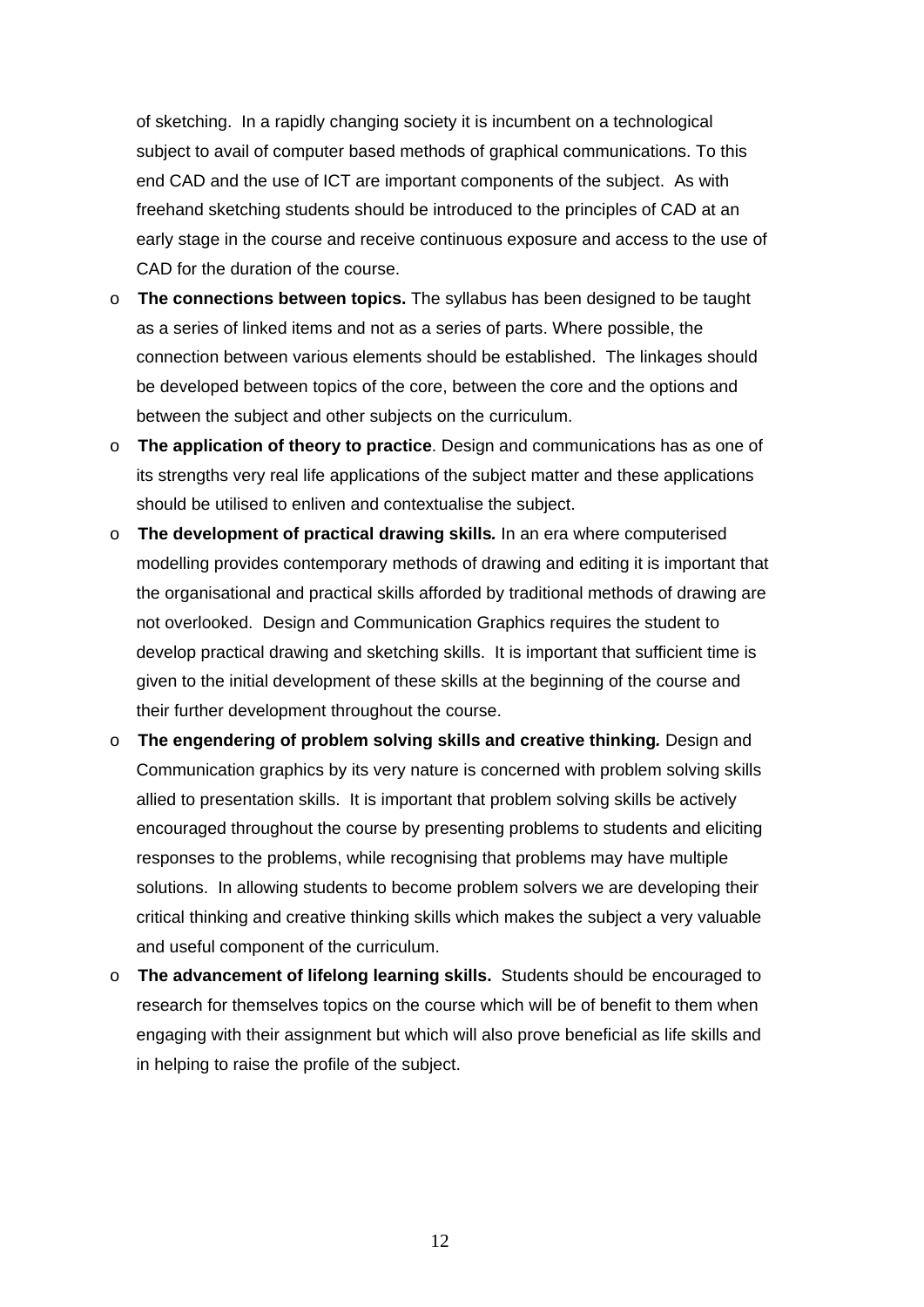of sketching. In a rapidly changing society it is incumbent on a technological subject to avail of computer based methods of graphical communications. To this end CAD and the use of ICT are important components of the subject. As with freehand sketching students should be introduced to the principles of CAD at an early stage in the course and receive continuous exposure and access to the use of CAD for the duration of the course.

- **The connections between topics.** The syllabus has been designed to be taught as a series of linked items and not as a series of parts. Where possible, the connection between various elements should be established. The linkages should be developed between topics of the core, between the core and the options and between the subject and other subjects on the curriculum.
- **The application of theory to practice**. Design and communications has as one of its strengths very real life applications of the subject matter and these applications should be utilised to enliven and contextualise the subject.
- **The development of practical drawing skills.** In an era where computerised modelling provides contemporary methods of drawing and editing it is important that the organisational and practical skills afforded by traditional methods of drawing are not overlooked. Design and Communication Graphics requires the student to develop practical drawing and sketching skills. It is important that sufficient time is given to the initial development of these skills at the beginning of the course and their further development throughout the course.
- **The engendering of problem solving skills and creative thinking.** Design and Communication graphics by its very nature is concerned with problem solving skills allied to presentation skills. It is important that problem solving skills be actively encouraged throughout the course by presenting problems to students and eliciting responses to the problems, while recognising that problems may have multiple solutions. In allowing students to become problem solvers we are developing their critical thinking and creative thinking skills which makes the subject a very valuable and useful component of the curriculum.
- **The advancement of lifelong learning skills.** Students should be encouraged to research for themselves topics on the course which will be of benefit to them when engaging with their assignment but which will also prove beneficial as life skills and in helping to raise the profile of the subject.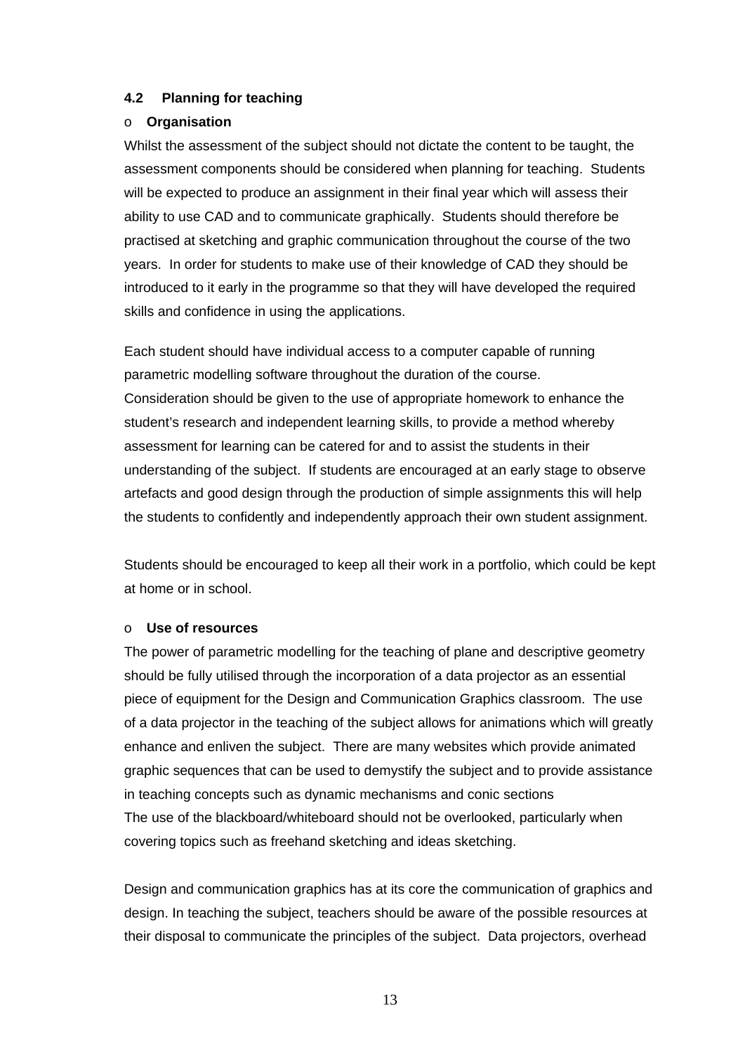### 4.2 Planning for teaching

- **Organisation**

Whilst the assessment of the subject should not dictate the content to be taught, the assessment components should be considered when planning for teaching. Students will be expected to produce an assignment in their final year which will assess their ability to use CAD and to communicate graphically. Students should therefore be practised at sketching and graphic communication throughout the course of the two years. In order for students to make use of their knowledge of CAD they should be introduced to it early in the programme so that they will have developed the required skills and confidence in using the applications.

Each student should have individual access to a computer capable of running parametric modelling software throughout the duration of the course.
Consideration should be given to the use of appropriate homework to enhance the student's research and independent learning skills, to provide a method whereby assessment for learning can be catered for and to assist the students in their understanding of the subject. If students are encouraged at an early stage to observe artefacts and good design through the production of simple assignments this will help the students to confidently and independently approach their own student assignment.

Students should be encouraged to keep all their work in a portfolio, which could be kept at home or in school.

- **Use of resources**

The power of parametric modelling for the teaching of plane and descriptive geometry should be fully utilised through the incorporation of a data projector as an essential piece of equipment for the Design and Communication Graphics classroom. The use of a data projector in the teaching of the subject allows for animations which will greatly enhance and enliven the subject. There are many websites which provide animated graphic sequences that can be used to demystify the subject and to provide assistance in teaching concepts such as dynamic mechanisms and conic sections
The use of the blackboard/whiteboard should not be overlooked, particularly when covering topics such as freehand sketching and ideas sketching.

Design and communication graphics has at its core the communication of graphics and design. In teaching the subject, teachers should be aware of the possible resources at their disposal to communicate the principles of the subject. Data projectors, overhead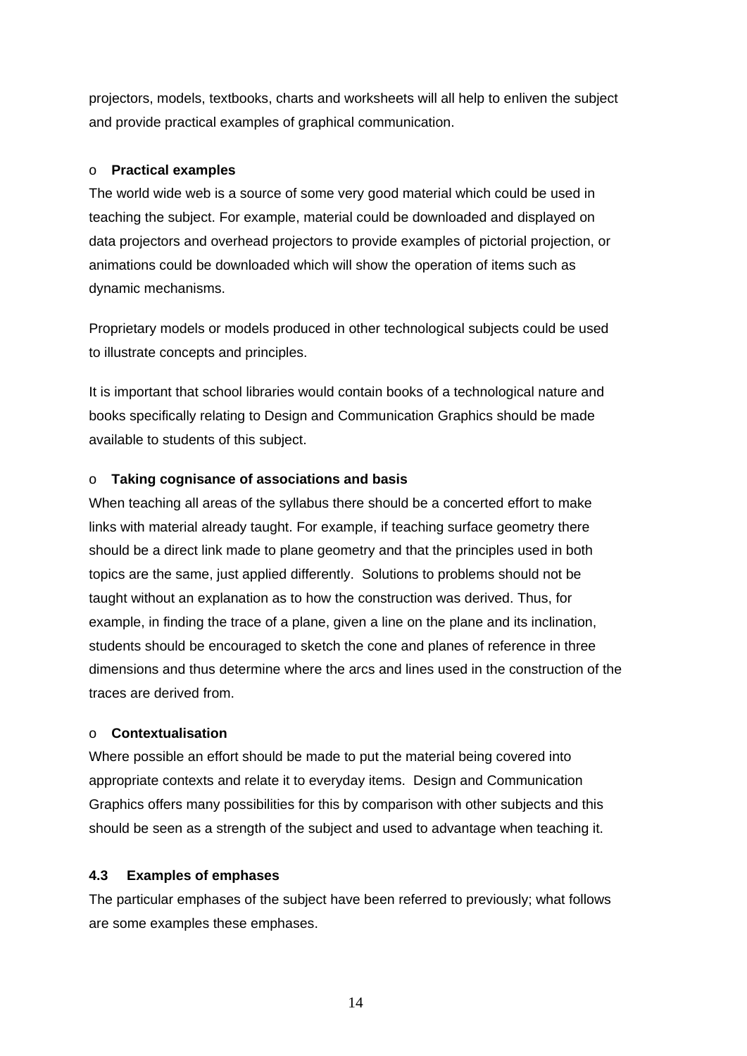projectors, models, textbooks, charts and worksheets will all help to enliven the subject and provide practical examples of graphical communication.

- **Practical examples**

The world wide web is a source of some very good material which could be used in teaching the subject. For example, material could be downloaded and displayed on data projectors and overhead projectors to provide examples of pictorial projection, or animations could be downloaded which will show the operation of items such as dynamic mechanisms.

Proprietary models or models produced in other technological subjects could be used to illustrate concepts and principles.

It is important that school libraries would contain books of a technological nature and books specifically relating to Design and Communication Graphics should be made available to students of this subject.

- **Taking cognisance of associations and basis**

When teaching all areas of the syllabus there should be a concerted effort to make links with material already taught. For example, if teaching surface geometry there should be a direct link made to plane geometry and that the principles used in both topics are the same, just applied differently. Solutions to problems should not be taught without an explanation as to how the construction was derived. Thus, for example, in finding the trace of a plane, given a line on the plane and its inclination, students should be encouraged to sketch the cone and planes of reference in three dimensions and thus determine where the arcs and lines used in the construction of the traces are derived from.

- **Contextualisation**

Where possible an effort should be made to put the material being covered into appropriate contexts and relate it to everyday items. Design and Communication Graphics offers many possibilities for this by comparison with other subjects and this should be seen as a strength of the subject and used to advantage when teaching it.

### 4.3 Examples of emphases

The particular emphases of the subject have been referred to previously; what follows are some examples these emphases.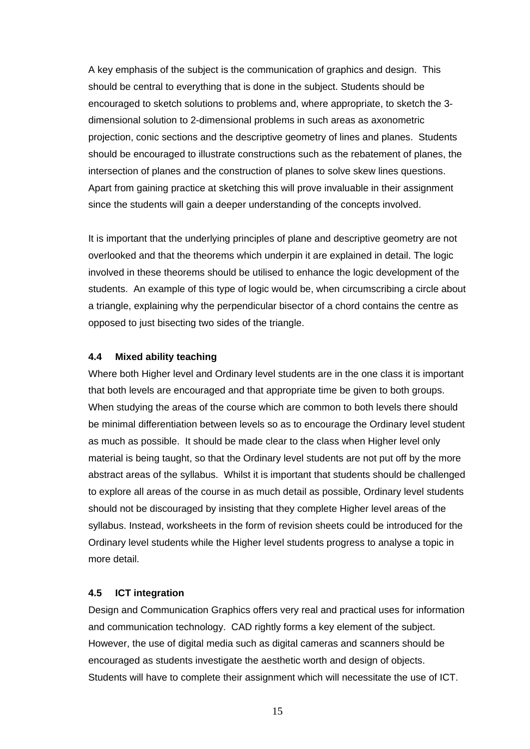A key emphasis of the subject is the communication of graphics and design. This should be central to everything that is done in the subject. Students should be encouraged to sketch solutions to problems and, where appropriate, to sketch the 3-dimensional solution to 2-dimensional problems in such areas as axonometric projection, conic sections and the descriptive geometry of lines and planes. Students should be encouraged to illustrate constructions such as the rebatement of planes, the intersection of planes and the construction of planes to solve skew lines questions. Apart from gaining practice at sketching this will prove invaluable in their assignment since the students will gain a deeper understanding of the concepts involved.

It is important that the underlying principles of plane and descriptive geometry are not overlooked and that the theorems which underpin it are explained in detail. The logic involved in these theorems should be utilised to enhance the logic development of the students. An example of this type of logic would be, when circumscribing a circle about a triangle, explaining why the perpendicular bisector of a chord contains the centre as opposed to just bisecting two sides of the triangle.

### 4.4 Mixed ability teaching

Where both Higher level and Ordinary level students are in the one class it is important that both levels are encouraged and that appropriate time be given to both groups. When studying the areas of the course which are common to both levels there should be minimal differentiation between levels so as to encourage the Ordinary level student as much as possible. It should be made clear to the class when Higher level only material is being taught, so that the Ordinary level students are not put off by the more abstract areas of the syllabus. Whilst it is important that students should be challenged to explore all areas of the course in as much detail as possible, Ordinary level students should not be discouraged by insisting that they complete Higher level areas of the syllabus. Instead, worksheets in the form of revision sheets could be introduced for the Ordinary level students while the Higher level students progress to analyse a topic in more detail.

### 4.5 ICT integration

Design and Communication Graphics offers very real and practical uses for information and communication technology. CAD rightly forms a key element of the subject. However, the use of digital media such as digital cameras and scanners should be encouraged as students investigate the aesthetic worth and design of objects. Students will have to complete their assignment which will necessitate the use of ICT.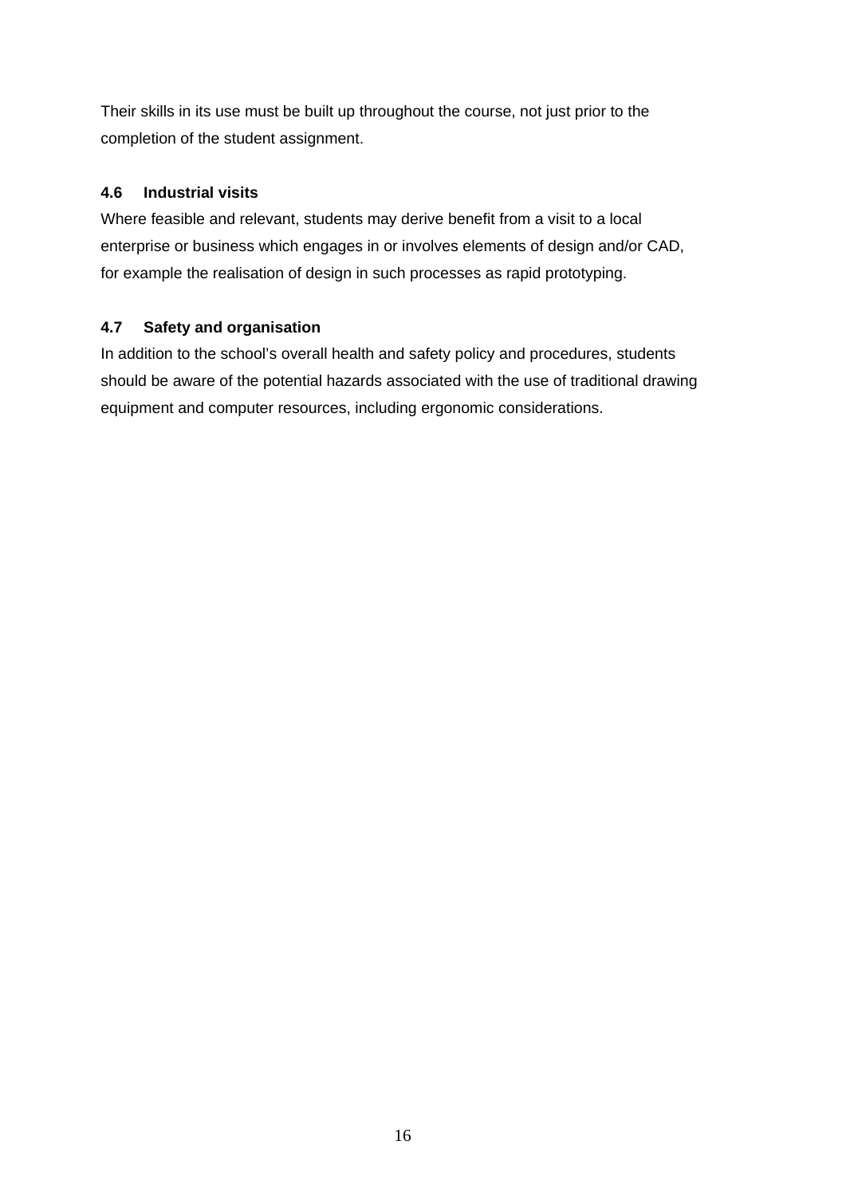Their skills in its use must be built up throughout the course, not just prior to the completion of the student assignment.

### 4.6 Industrial visits

Where feasible and relevant, students may derive benefit from a visit to a local enterprise or business which engages in or involves elements of design and/or CAD, for example the realisation of design in such processes as rapid prototyping.

### 4.7 Safety and organisation

In addition to the school's overall health and safety policy and procedures, students should be aware of the potential hazards associated with the use of traditional drawing equipment and computer resources, including ergonomic considerations.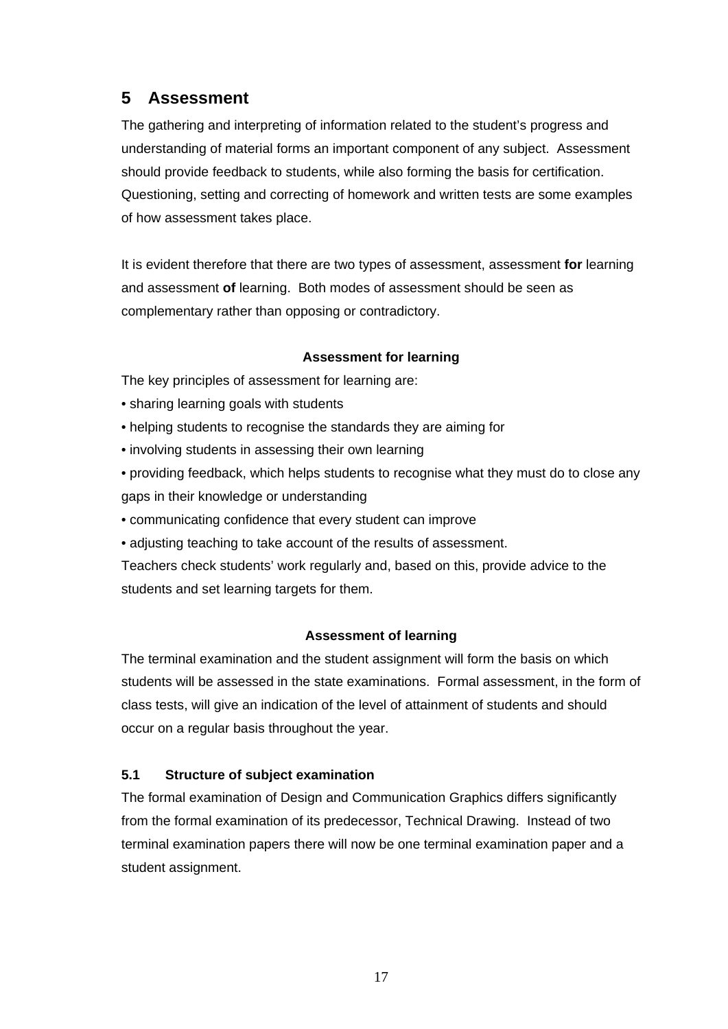# 5 Assessment

The gathering and interpreting of information related to the student's progress and understanding of material forms an important component of any subject. Assessment should provide feedback to students, while also forming the basis for certification. Questioning, setting and correcting of homework and written tests are some examples of how assessment takes place.

It is evident therefore that there are two types of assessment, assessment **for** learning and assessment **of** learning. Both modes of assessment should be seen as complementary rather than opposing or contradictory.

**Assessment for learning**

The key principles of assessment for learning are:

- sharing learning goals with students
- helping students to recognise the standards they are aiming for
- involving students in assessing their own learning
- providing feedback, which helps students to recognise what they must do to close any gaps in their knowledge or understanding
- communicating confidence that every student can improve
- adjusting teaching to take account of the results of assessment.

Teachers check students' work regularly and, based on this, provide advice to the students and set learning targets for them.

**Assessment of learning**

The terminal examination and the student assignment will form the basis on which students will be assessed in the state examinations. Formal assessment, in the form of class tests, will give an indication of the level of attainment of students and should occur on a regular basis throughout the year.

### 5.1 Structure of subject examination

The formal examination of Design and Communication Graphics differs significantly from the formal examination of its predecessor, Technical Drawing. Instead of two terminal examination papers there will now be one terminal examination paper and a student assignment.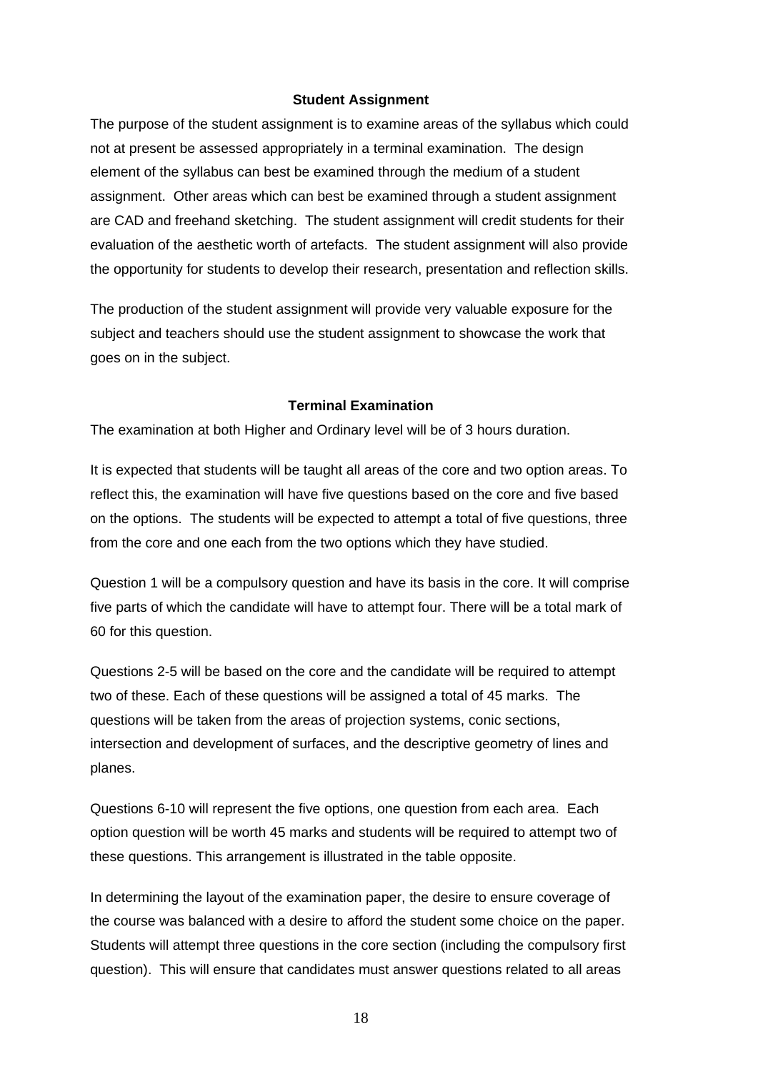### Student Assignment

The purpose of the student assignment is to examine areas of the syllabus which could not at present be assessed appropriately in a terminal examination. The design element of the syllabus can best be examined through the medium of a student assignment. Other areas which can best be examined through a student assignment are CAD and freehand sketching. The student assignment will credit students for their evaluation of the aesthetic worth of artefacts. The student assignment will also provide the opportunity for students to develop their research, presentation and reflection skills.

The production of the student assignment will provide very valuable exposure for the subject and teachers should use the student assignment to showcase the work that goes on in the subject.

### Terminal Examination

The examination at both Higher and Ordinary level will be of 3 hours duration.

It is expected that students will be taught all areas of the core and two option areas. To reflect this, the examination will have five questions based on the core and five based on the options. The students will be expected to attempt a total of five questions, three from the core and one each from the two options which they have studied.

Question 1 will be a compulsory question and have its basis in the core. It will comprise five parts of which the candidate will have to attempt four. There will be a total mark of 60 for this question.

Questions 2-5 will be based on the core and the candidate will be required to attempt two of these. Each of these questions will be assigned a total of 45 marks. The questions will be taken from the areas of projection systems, conic sections, intersection and development of surfaces, and the descriptive geometry of lines and planes.

Questions 6-10 will represent the five options, one question from each area. Each option question will be worth 45 marks and students will be required to attempt two of these questions. This arrangement is illustrated in the table opposite.

In determining the layout of the examination paper, the desire to ensure coverage of the course was balanced with a desire to afford the student some choice on the paper. Students will attempt three questions in the core section (including the compulsory first question). This will ensure that candidates must answer questions related to all areas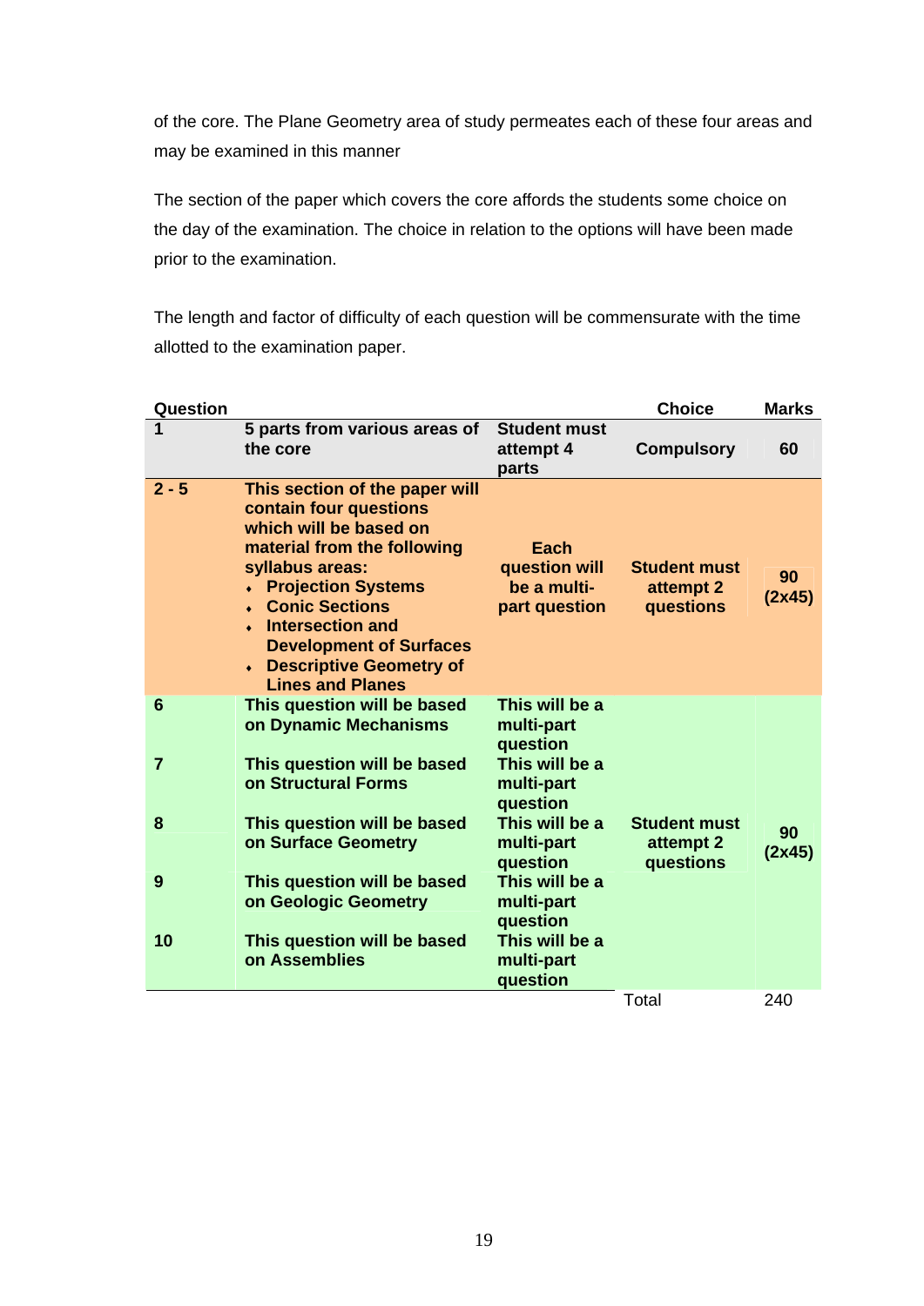of the core. The Plane Geometry area of study permeates each of these four areas and may be examined in this manner

The section of the paper which covers the core affords the students some choice on the day of the examination. The choice in relation to the options will have been made prior to the examination.

The length and factor of difficulty of each question will be commensurate with the time allotted to the examination paper.

| Question | | | Choice | Marks |
|---|---|---|---|---|
| **1** | **5 parts from various areas of the core** | **Student must attempt 4 parts** | **Compulsory** | **60** |
| **2 - 5** | **This section of the paper will contain four questions which will be based on material from the following syllabus areas:** <br>• **Projection Systems** <br>• **Conic Sections** <br>• **Intersection and Development of Surfaces** <br>• **Descriptive Geometry of Lines and Planes** | **Each question will be a multi-part question** | **Student must attempt 2 questions** | **90 (2x45)** |
| **6** | **This question will be based on Dynamic Mechanisms** | **This will be a multi-part question** | **Student must attempt 2 questions** | **90 (2x45)** |
| **7** | **This question will be based on Structural Forms** | **This will be a multi-part question** | | |
| **8** | **This question will be based on Surface Geometry** | **This will be a multi-part question** | | |
| **9** | **This question will be based on Geologic Geometry** | **This will be a multi-part question** | | |
| **10** | **This question will be based on Assemblies** | **This will be a multi-part question** | | |
| | | | Total | 240 |